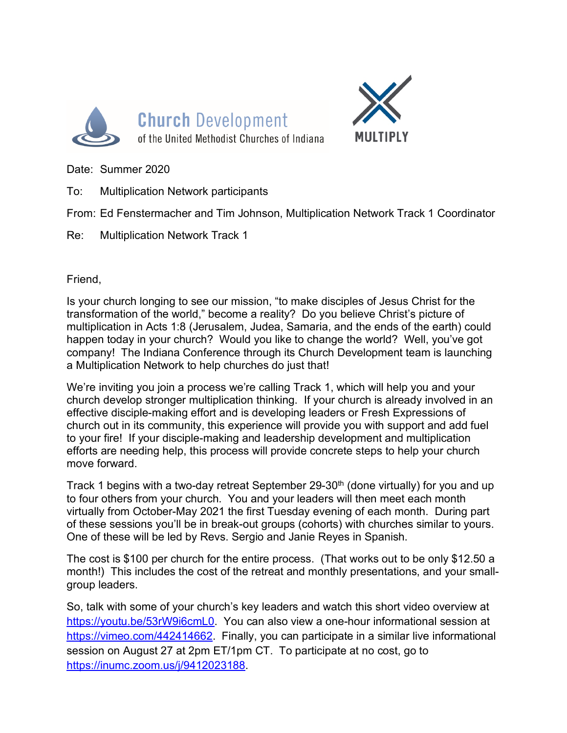Church Development of the United Methodist Churches of Indiana

MULTIPLY

Date: Summer 2020

To: Multiplication Network participants

From: Ed Fenstermacher and Tim Johnson, Multiplication Network Track 1 Coordinator

Re: Multiplication Network Track 1

Friend,

Is your church longing to see our mission, "to make disciples of Jesus Christ for the transformation of the world," become a reality? Do you believe Christ's picture of multiplication in Acts 1:8 (Jerusalem, Judea, Samaria, and the ends of the earth) could happen today in your church? Would you like to change the world? Well, you've got company! The Indiana Conference through its Church Development team is launching a Multiplication Network to help churches do just that!

We're inviting you join a process we're calling Track 1, which will help you and your church develop stronger multiplication thinking. If your church is already involved in an effective disciple-making effort and is developing leaders or Fresh Expressions of church out in its community, this experience will provide you with support and add fuel to your fire! If your disciple-making and leadership development and multiplication efforts are needing help, this process will provide concrete steps to help your church move forward.

Track 1 begins with a two-day retreat September 29-30th (done virtually) for you and up to four others from your church. You and your leaders will then meet each month virtually from October-May 2021 the first Tuesday evening of each month. During part of these sessions you'll be in break-out groups (cohorts) with churches similar to yours. One of these will be led by Revs. Sergio and Janie Reyes in Spanish.

The cost is $100 per church for the entire process. (That works out to be only $12.50 a month!) This includes the cost of the retreat and monthly presentations, and your small-group leaders.

So, talk with some of your church's key leaders and watch this short video overview at https://youtu.be/53rW9i6cmL0. You can also view a one-hour informational session at https://vimeo.com/442414662. Finally, you can participate in a similar live informational session on August 27 at 2pm ET/1pm CT. To participate at no cost, go to https://inumc.zoom.us/j/9412023188.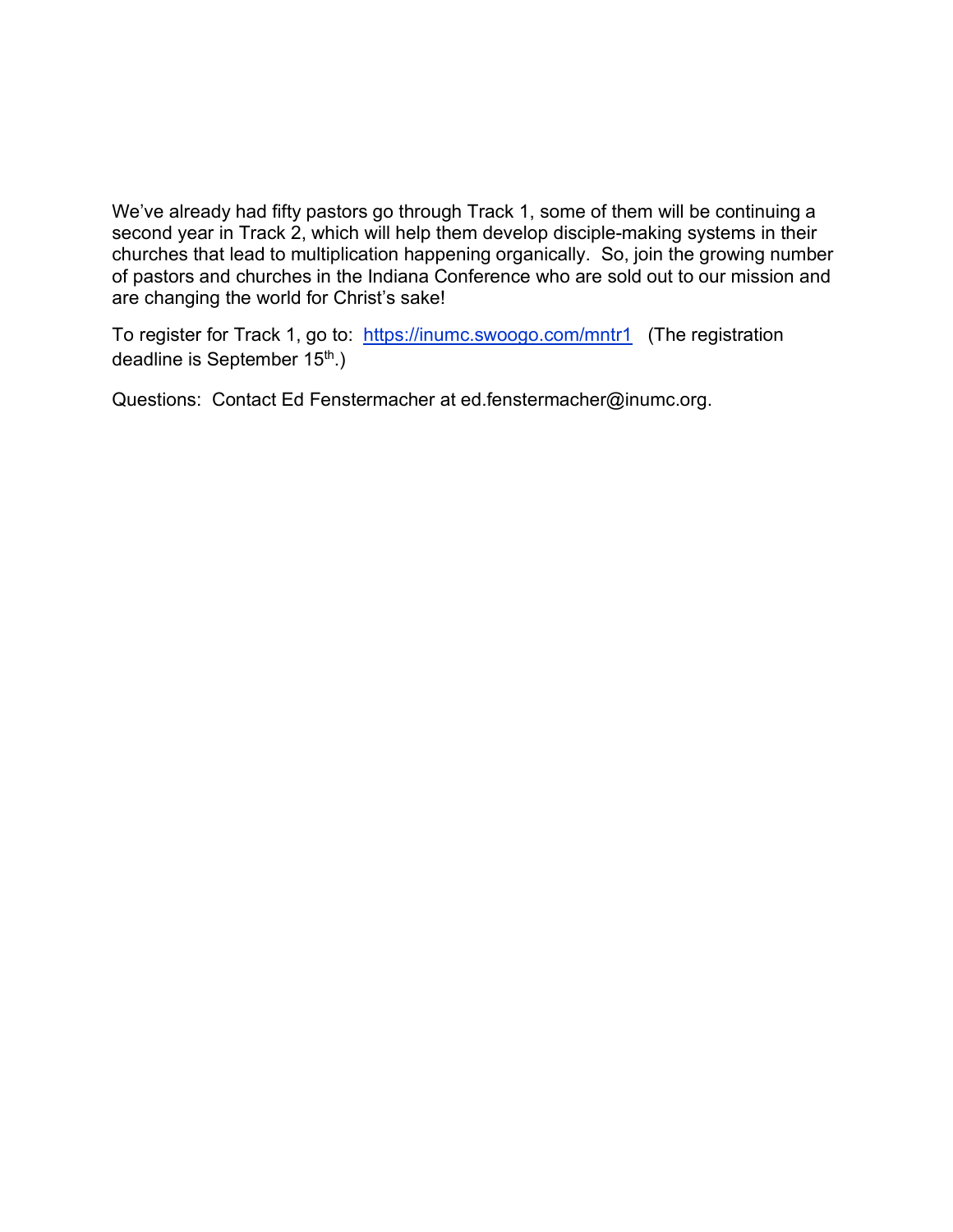We've already had fifty pastors go through Track 1, some of them will be continuing a second year in Track 2, which will help them develop disciple-making systems in their churches that lead to multiplication happening organically. So, join the growing number of pastors and churches in the Indiana Conference who are sold out to our mission and are changing the world for Christ's sake!

To register for Track 1, go to: [https://inumc.swoogo.com/mntr1](https://inumc.swoogo.com/mntr1) (The registration deadline is September 15th.)

Questions: Contact Ed Fenstermacher at ed.fenstermacher@inumc.org.